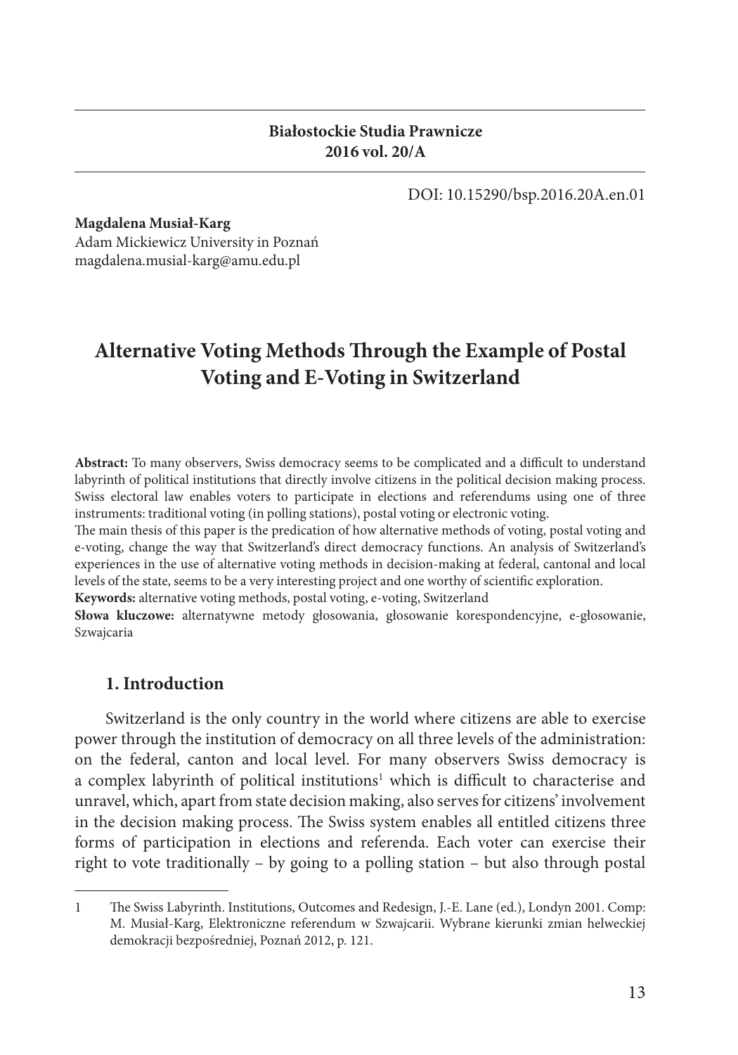**Białostockie Studia Prawnicze**
**2016 vol. 20/A**

DOI: 10.15290/bsp.2016.20A.en.01

**Magdalena Musiał-Karg**
Adam Mickiewicz University in Poznań
magdalena.musial-karg@amu.edu.pl

# Alternative Voting Methods Through the Example of Postal Voting and E-Voting in Switzerland

**Abstract:** To many observers, Swiss democracy seems to be complicated and a difficult to understand labyrinth of political institutions that directly involve citizens in the political decision making process. Swiss electoral law enables voters to participate in elections and referendums using one of three instruments: traditional voting (in polling stations), postal voting or electronic voting.
The main thesis of this paper is the predication of how alternative methods of voting, postal voting and e-voting, change the way that Switzerland's direct democracy functions. An analysis of Switzerland's experiences in the use of alternative voting methods in decision-making at federal, cantonal and local levels of the state, seems to be a very interesting project and one worthy of scientific exploration.
**Keywords:** alternative voting methods, postal voting, e-voting, Switzerland
**Słowa kluczowe:** alternatywne metody głosowania, głosowanie korespondencyjne, e-głosowanie, Szwajcaria

## 1. Introduction

Switzerland is the only country in the world where citizens are able to exercise power through the institution of democracy on all three levels of the administration: on the federal, canton and local level. For many observers Swiss democracy is a complex labyrinth of political institutions[1] which is difficult to characterise and unravel, which, apart from state decision making, also serves for citizens' involvement in the decision making process. The Swiss system enables all entitled citizens three forms of participation in elections and referenda. Each voter can exercise their right to vote traditionally – by going to a polling station – but also through postal

---

1 The Swiss Labyrinth. Institutions, Outcomes and Redesign, J.-E. Lane (ed.), Londyn 2001. Comp: M. Musiał-Karg, Elektroniczne referendum w Szwajcarii. Wybrane kierunki zmian helweckiej demokracji bezpośredniej, Poznań 2012, p. 121.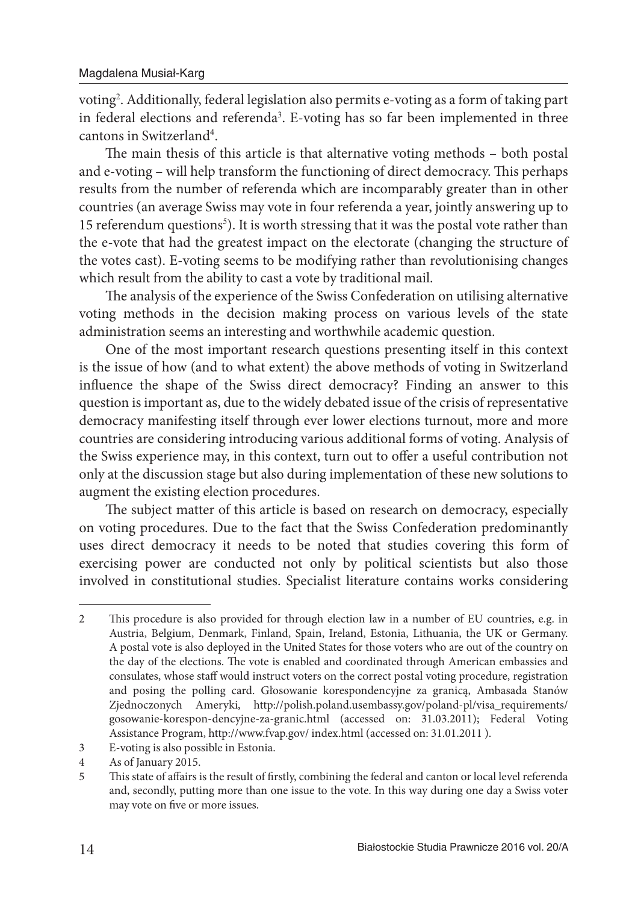voting[2]. Additionally, federal legislation also permits e-voting as a form of taking part in federal elections and referenda[3]. E-voting has so far been implemented in three cantons in Switzerland[4].

The main thesis of this article is that alternative voting methods – both postal and e-voting – will help transform the functioning of direct democracy. This perhaps results from the number of referenda which are incomparably greater than in other countries (an average Swiss may vote in four referenda a year, jointly answering up to 15 referendum questions[5]). It is worth stressing that it was the postal vote rather than the e-vote that had the greatest impact on the electorate (changing the structure of the votes cast). E-voting seems to be modifying rather than revolutionising changes which result from the ability to cast a vote by traditional mail.

The analysis of the experience of the Swiss Confederation on utilising alternative voting methods in the decision making process on various levels of the state administration seems an interesting and worthwhile academic question.

One of the most important research questions presenting itself in this context is the issue of how (and to what extent) the above methods of voting in Switzerland influence the shape of the Swiss direct democracy? Finding an answer to this question is important as, due to the widely debated issue of the crisis of representative democracy manifesting itself through ever lower elections turnout, more and more countries are considering introducing various additional forms of voting. Analysis of the Swiss experience may, in this context, turn out to offer a useful contribution not only at the discussion stage but also during implementation of these new solutions to augment the existing election procedures.

The subject matter of this article is based on research on democracy, especially on voting procedures. Due to the fact that the Swiss Confederation predominantly uses direct democracy it needs to be noted that studies covering this form of exercising power are conducted not only by political scientists but also those involved in constitutional studies. Specialist literature contains works considering

---

2 This procedure is also provided for through election law in a number of EU countries, e.g. in Austria, Belgium, Denmark, Finland, Spain, Ireland, Estonia, Lithuania, the UK or Germany. A postal vote is also deployed in the United States for those voters who are out of the country on the day of the elections. The vote is enabled and coordinated through American embassies and consulates, whose staff would instruct voters on the correct postal voting procedure, registration and posing the polling card. Głosowanie korespondencyjne za granicą, Ambasada Stanów Zjednoczonych Ameryki, http://polish.poland.usembassy.gov/poland-pl/visa_requirements/gosowanie-korespon-dencyjne-za-granic.html (accessed on: 31.03.2011); Federal Voting Assistance Program, http://www.fvap.gov/ index.html (accessed on: 31.01.2011 ).

3 E-voting is also possible in Estonia.

4 As of January 2015.

5 This state of affairs is the result of firstly, combining the federal and canton or local level referenda and, secondly, putting more than one issue to the vote. In this way during one day a Swiss voter may vote on five or more issues.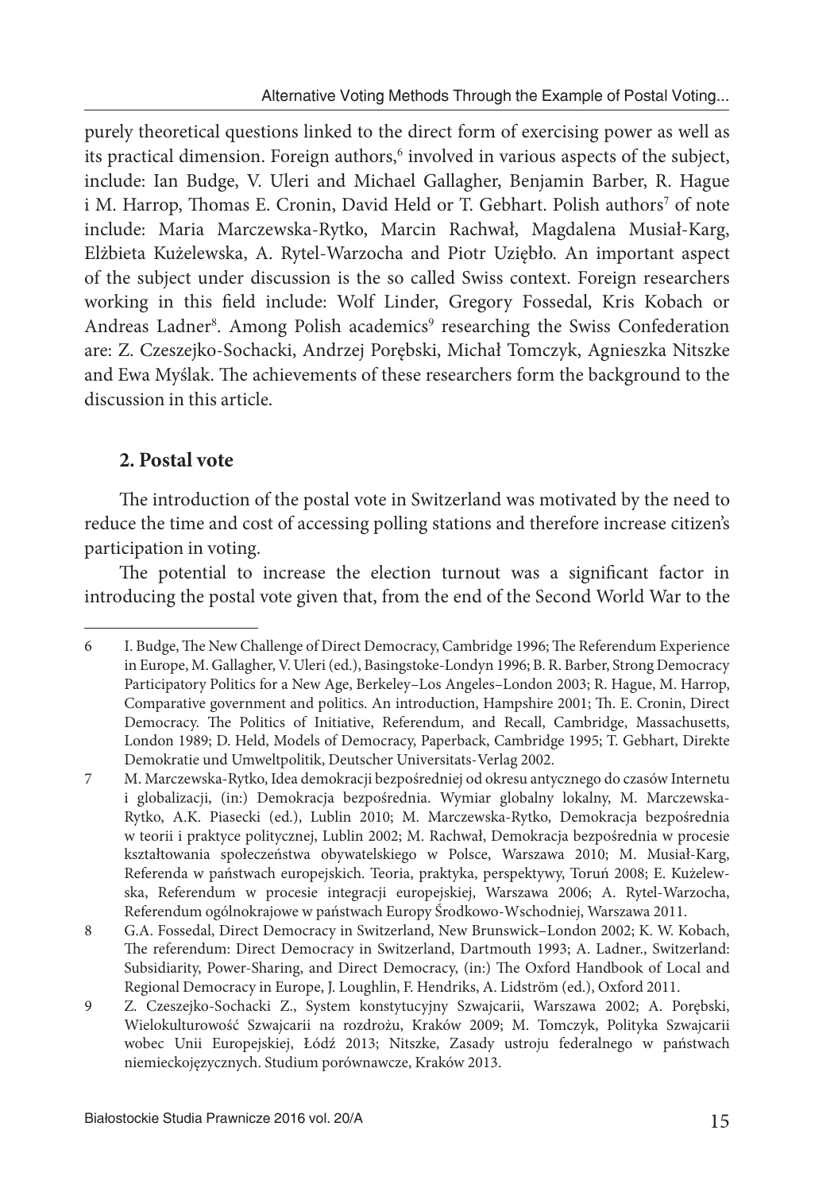purely theoretical questions linked to the direct form of exercising power as well as its practical dimension. Foreign authors,[6] involved in various aspects of the subject, include: Ian Budge, V. Uleri and Michael Gallagher, Benjamin Barber, R. Hague i M. Harrop, Thomas E. Cronin, David Held or T. Gebhart. Polish authors[7] of note include: Maria Marczewska-Rytko, Marcin Rachwał, Magdalena Musiał-Karg, Elżbieta Kużelewska, A. Rytel-Warzocha and Piotr Uziębło. An important aspect of the subject under discussion is the so called Swiss context. Foreign researchers working in this field include: Wolf Linder, Gregory Fossedal, Kris Kobach or Andreas Ladner[8]. Among Polish academics[9] researching the Swiss Confederation are: Z. Czeszejko-Sochacki, Andrzej Porębski, Michał Tomczyk, Agnieszka Nitszke and Ewa Myślak. The achievements of these researchers form the background to the discussion in this article.

## 2. Postal vote

The introduction of the postal vote in Switzerland was motivated by the need to reduce the time and cost of accessing polling stations and therefore increase citizen's participation in voting.

The potential to increase the election turnout was a significant factor in introducing the postal vote given that, from the end of the Second World War to the

---

6 I. Budge, The New Challenge of Direct Democracy, Cambridge 1996; The Referendum Experience in Europe, M. Gallagher, V. Uleri (ed.), Basingstoke-Londyn 1996; B. R. Barber, Strong Democracy Participatory Politics for a New Age, Berkeley–Los Angeles–London 2003; R. Hague, M. Harrop, Comparative government and politics. An introduction, Hampshire 2001; Th. E. Cronin, Direct Democracy. The Politics of Initiative, Referendum, and Recall, Cambridge, Massachusetts, London 1989; D. Held, Models of Democracy, Paperback, Cambridge 1995; T. Gebhart, Direkte Demokratie und Umweltpolitik, Deutscher Universitats-Verlag 2002.

7 M. Marczewska-Rytko, Idea demokracji bezpośredniej od okresu antycznego do czasów Internetu i globalizacji, (in:) Demokracja bezpośrednia. Wymiar globalny lokalny, M. Marczewska-Rytko, A.K. Piasecki (ed.), Lublin 2010; M. Marczewska-Rytko, Demokracja bezpośrednia w teorii i praktyce politycznej, Lublin 2002; M. Rachwał, Demokracja bezpośrednia w procesie kształtowania społeczeństwa obywatelskiego w Polsce, Warszawa 2010; M. Musiał-Karg, Referenda w państwach europejskich. Teoria, praktyka, perspektywy, Toruń 2008; E. Kużelewska, Referendum w procesie integracji europejskiej, Warszawa 2006; A. Rytel-Warzocha, Referendum ogólnokrajowe w państwach Europy Środkowo-Wschodniej, Warszawa 2011.

8 G.A. Fossedal, Direct Democracy in Switzerland, New Brunswick–London 2002; K. W. Kobach, The referendum: Direct Democracy in Switzerland, Dartmouth 1993; A. Ladner., Switzerland: Subsidiarity, Power-Sharing, and Direct Democracy, (in:) The Oxford Handbook of Local and Regional Democracy in Europe, J. Loughlin, F. Hendriks, A. Lidström (ed.), Oxford 2011.

9 Z. Czeszejko-Sochacki Z., System konstytucyjny Szwajcarii, Warszawa 2002; A. Porębski, Wielokulturowość Szwajcarii na rozdrożu, Kraków 2009; M. Tomczyk, Polityka Szwajcarii wobec Unii Europejskiej, Łódź 2013; Nitszke, Zasady ustroju federalnego w państwach niemieckojęzycznych. Studium porównawcze, Kraków 2013.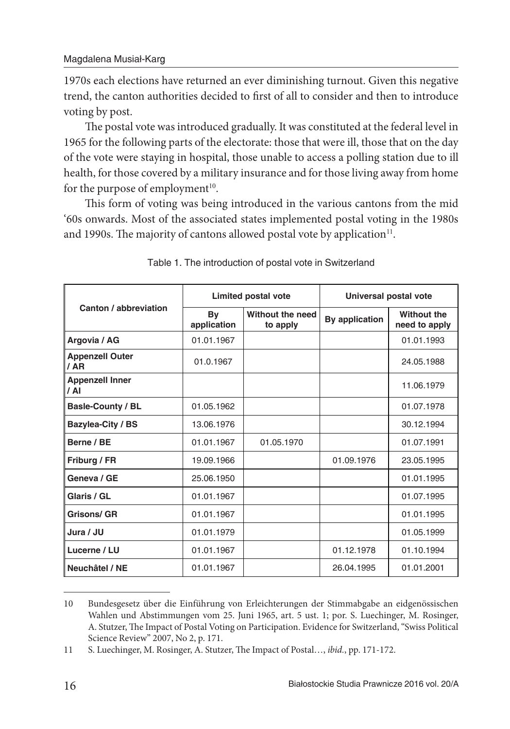1970s each elections have returned an ever diminishing turnout. Given this negative trend, the canton authorities decided to first of all to consider and then to introduce voting by post.

The postal vote was introduced gradually. It was constituted at the federal level in 1965 for the following parts of the electorate: those that were ill, those that on the day of the vote were staying in hospital, those unable to access a polling station due to ill health, for those covered by a military insurance and for those living away from home for the purpose of employment[10].

This form of voting was being introduced in the various cantons from the mid '60s onwards. Most of the associated states implemented postal voting in the 1980s and 1990s. The majority of cantons allowed postal vote by application[11].

Table 1. The introduction of postal vote in Switzerland

| Canton / abbreviation | Limited postal vote | | Universal postal vote | |
|---|---|---|---|---|
| | By application | Without the need to apply | By application | Without the need to apply |
| **Argovia / AG** | 01.01.1967 | | | 01.01.1993 |
| **Appenzell Outer / AR** | 01.0.1967 | | | 24.05.1988 |
| **Appenzell Inner / AI** | | | | 11.06.1979 |
| **Basle-County / BL** | 01.05.1962 | | | 01.07.1978 |
| **Bazylea-City / BS** | 13.06.1976 | | | 30.12.1994 |
| **Berne / BE** | 01.01.1967 | 01.05.1970 | | 01.07.1991 |
| **Friburg / FR** | 19.09.1966 | | 01.09.1976 | 23.05.1995 |
| **Geneva / GE** | 25.06.1950 | | | 01.01.1995 |
| **Glaris / GL** | 01.01.1967 | | | 01.07.1995 |
| **Grisons/ GR** | 01.01.1967 | | | 01.01.1995 |
| **Jura / JU** | 01.01.1979 | | | 01.05.1999 |
| **Lucerne / LU** | 01.01.1967 | | 01.12.1978 | 01.10.1994 |
| **Neuchâtel / NE** | 01.01.1967 | | 26.04.1995 | 01.01.2001 |

---

10 Bundesgesetz über die Einführung von Erleichterungen der Stimmabgabe an eidgenössischen Wahlen und Abstimmungen vom 25. Juni 1965, art. 5 ust. 1; por. S. Luechinger, M. Rosinger, A. Stutzer, The Impact of Postal Voting on Participation. Evidence for Switzerland, "Swiss Political Science Review" 2007, No 2, p. 171.

11 S. Luechinger, M. Rosinger, A. Stutzer, The Impact of Postal…, *ibid.*, pp. 171-172.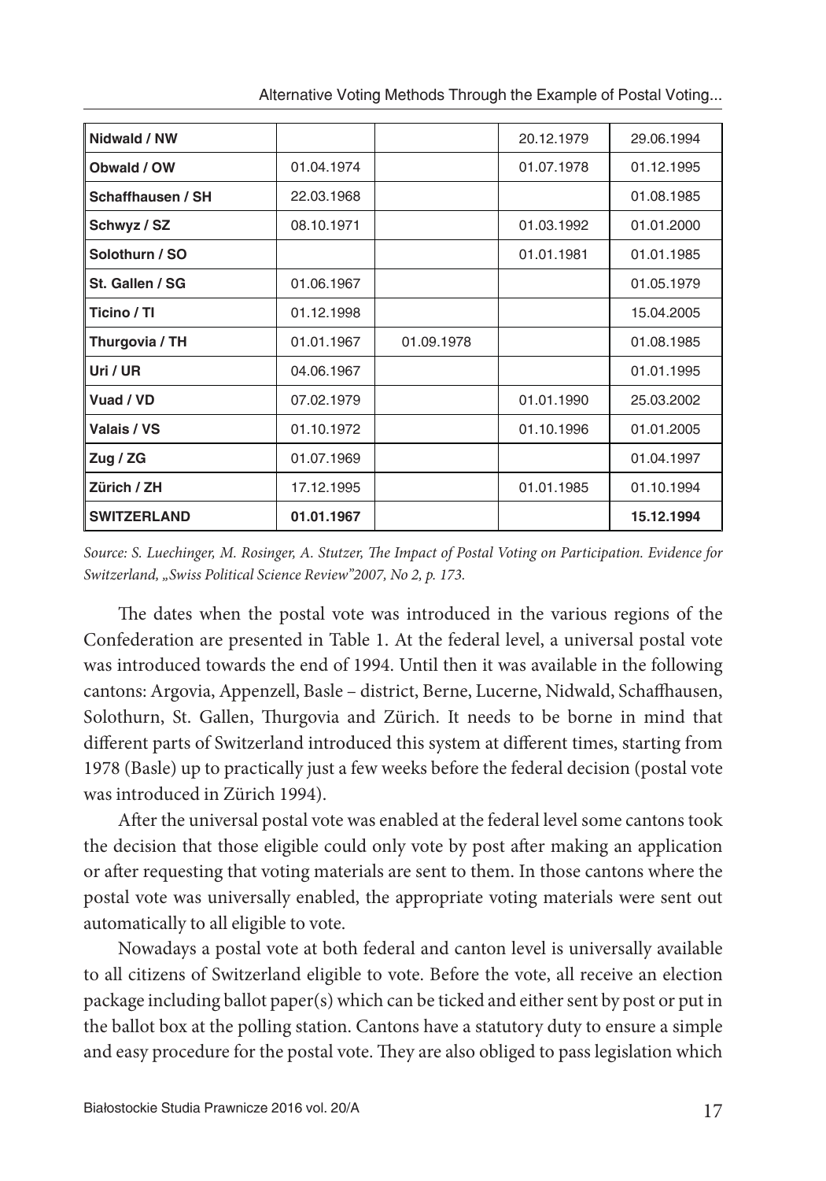| | | | | |
|---|---|---|---|---|
| **Nidwald / NW** | | | 20.12.1979 | 29.06.1994 |
| **Obwald / OW** | 01.04.1974 | | 01.07.1978 | 01.12.1995 |
| **Schaffhausen / SH** | 22.03.1968 | | | 01.08.1985 |
| **Schwyz / SZ** | 08.10.1971 | | 01.03.1992 | 01.01.2000 |
| **Solothurn / SO** | | | 01.01.1981 | 01.01.1985 |
| **St. Gallen / SG** | 01.06.1967 | | | 01.05.1979 |
| **Ticino / TI** | 01.12.1998 | | | 15.04.2005 |
| **Thurgovia / TH** | 01.01.1967 | 01.09.1978 | | 01.08.1985 |
| **Uri / UR** | 04.06.1967 | | | 01.01.1995 |
| **Vuad / VD** | 07.02.1979 | | 01.01.1990 | 25.03.2002 |
| **Valais / VS** | 01.10.1972 | | 01.10.1996 | 01.01.2005 |
| **Zug / ZG** | 01.07.1969 | | | 01.04.1997 |
| **Zürich / ZH** | 17.12.1995 | | 01.01.1985 | 01.10.1994 |
| **SWITZERLAND** | **01.01.1967** | | | **15.12.1994** |

*Source: S. Luechinger, M. Rosinger, A. Stutzer, The Impact of Postal Voting on Participation. Evidence for Switzerland, „Swiss Political Science Review"2007, No 2, p. 173.*

The dates when the postal vote was introduced in the various regions of the Confederation are presented in Table 1. At the federal level, a universal postal vote was introduced towards the end of 1994. Until then it was available in the following cantons: Argovia, Appenzell, Basle – district, Berne, Lucerne, Nidwald, Schaffhausen, Solothurn, St. Gallen, Thurgovia and Zürich. It needs to be borne in mind that different parts of Switzerland introduced this system at different times, starting from 1978 (Basle) up to practically just a few weeks before the federal decision (postal vote was introduced in Zürich 1994).

After the universal postal vote was enabled at the federal level some cantons took the decision that those eligible could only vote by post after making an application or after requesting that voting materials are sent to them. In those cantons where the postal vote was universally enabled, the appropriate voting materials were sent out automatically to all eligible to vote.

Nowadays a postal vote at both federal and canton level is universally available to all citizens of Switzerland eligible to vote. Before the vote, all receive an election package including ballot paper(s) which can be ticked and either sent by post or put in the ballot box at the polling station. Cantons have a statutory duty to ensure a simple and easy procedure for the postal vote. They are also obliged to pass legislation which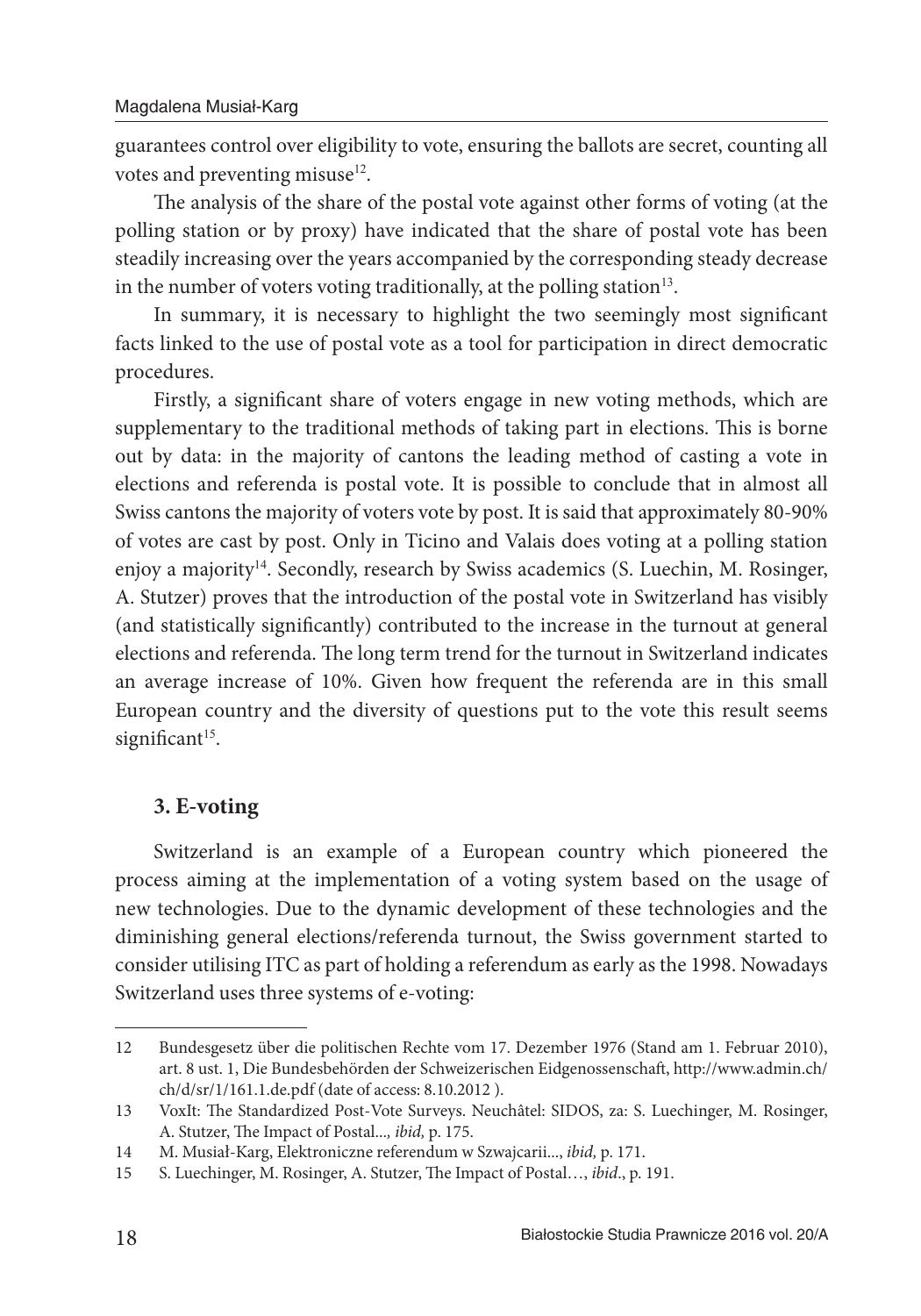guarantees control over eligibility to vote, ensuring the ballots are secret, counting all votes and preventing misuse[12].

The analysis of the share of the postal vote against other forms of voting (at the polling station or by proxy) have indicated that the share of postal vote has been steadily increasing over the years accompanied by the corresponding steady decrease in the number of voters voting traditionally, at the polling station[13].

In summary, it is necessary to highlight the two seemingly most significant facts linked to the use of postal vote as a tool for participation in direct democratic procedures.

Firstly, a significant share of voters engage in new voting methods, which are supplementary to the traditional methods of taking part in elections. This is borne out by data: in the majority of cantons the leading method of casting a vote in elections and referenda is postal vote. It is possible to conclude that in almost all Swiss cantons the majority of voters vote by post. It is said that approximately 80-90% of votes are cast by post. Only in Ticino and Valais does voting at a polling station enjoy a majority[14]. Secondly, research by Swiss academics (S. Luechin, M. Rosinger, A. Stutzer) proves that the introduction of the postal vote in Switzerland has visibly (and statistically significantly) contributed to the increase in the turnout at general elections and referenda. The long term trend for the turnout in Switzerland indicates an average increase of 10%. Given how frequent the referenda are in this small European country and the diversity of questions put to the vote this result seems significant[15].

## 3. E-voting

Switzerland is an example of a European country which pioneered the process aiming at the implementation of a voting system based on the usage of new technologies. Due to the dynamic development of these technologies and the diminishing general elections/referenda turnout, the Swiss government started to consider utilising ITC as part of holding a referendum as early as the 1998. Nowadays Switzerland uses three systems of e-voting:

---

12 Bundesgesetz über die politischen Rechte vom 17. Dezember 1976 (Stand am 1. Februar 2010), art. 8 ust. 1, Die Bundesbehörden der Schweizerischen Eidgenossenschaft, http://www.admin.ch/ch/d/sr/1/161.1.de.pdf (date of access: 8.10.2012 ).

13 VoxIt: The Standardized Post-Vote Surveys. Neuchâtel: SIDOS, za: S. Luechinger, M. Rosinger, A. Stutzer, The Impact of Postal..., *ibid,* p. 175.

14 M. Musiał-Karg, Elektroniczne referendum w Szwajcarii..., *ibid,* p. 171.

15 S. Luechinger, M. Rosinger, A. Stutzer, The Impact of Postal…, *ibid*., p. 191.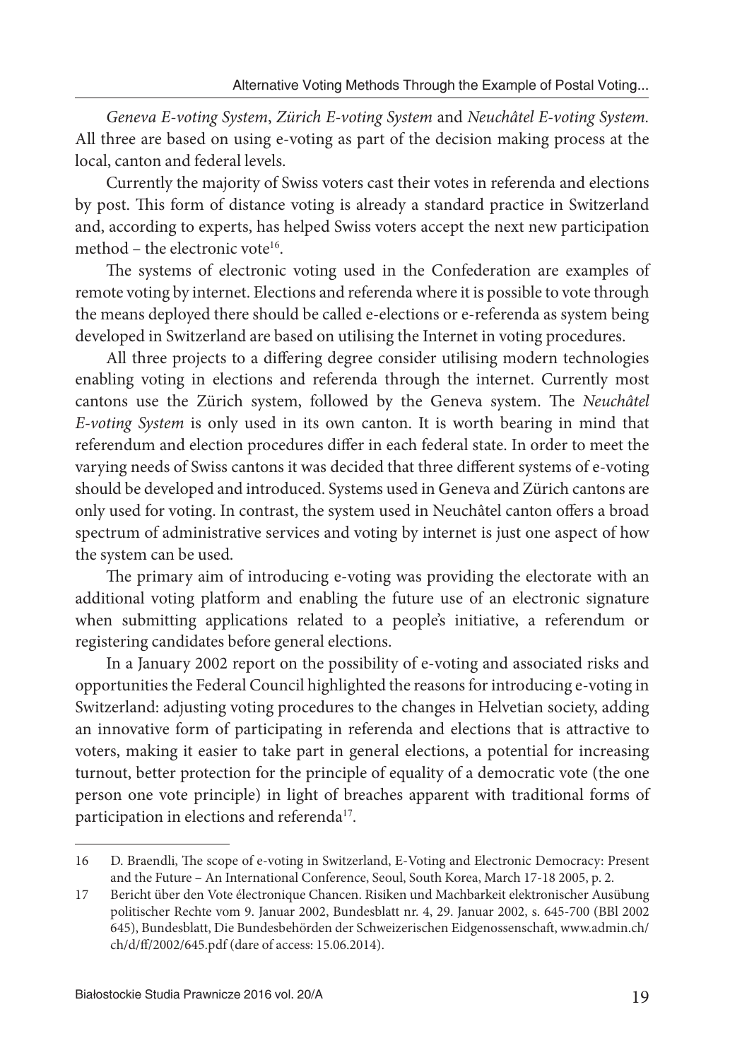*Geneva E-voting System*, *Zürich E-voting System* and *Neuchâtel E-voting System*. All three are based on using e-voting as part of the decision making process at the local, canton and federal levels.

Currently the majority of Swiss voters cast their votes in referenda and elections by post. This form of distance voting is already a standard practice in Switzerland and, according to experts, has helped Swiss voters accept the next new participation method – the electronic vote[16].

The systems of electronic voting used in the Confederation are examples of remote voting by internet. Elections and referenda where it is possible to vote through the means deployed there should be called e-elections or e-referenda as system being developed in Switzerland are based on utilising the Internet in voting procedures.

All three projects to a differing degree consider utilising modern technologies enabling voting in elections and referenda through the internet. Currently most cantons use the Zürich system, followed by the Geneva system. The *Neuchâtel E-voting System* is only used in its own canton. It is worth bearing in mind that referendum and election procedures differ in each federal state. In order to meet the varying needs of Swiss cantons it was decided that three different systems of e-voting should be developed and introduced. Systems used in Geneva and Zürich cantons are only used for voting. In contrast, the system used in Neuchâtel canton offers a broad spectrum of administrative services and voting by internet is just one aspect of how the system can be used.

The primary aim of introducing e-voting was providing the electorate with an additional voting platform and enabling the future use of an electronic signature when submitting applications related to a people's initiative, a referendum or registering candidates before general elections.

In a January 2002 report on the possibility of e-voting and associated risks and opportunities the Federal Council highlighted the reasons for introducing e-voting in Switzerland: adjusting voting procedures to the changes in Helvetian society, adding an innovative form of participating in referenda and elections that is attractive to voters, making it easier to take part in general elections, a potential for increasing turnout, better protection for the principle of equality of a democratic vote (the one person one vote principle) in light of breaches apparent with traditional forms of participation in elections and referenda[17].

---

16 D. Braendli, The scope of e-voting in Switzerland, E-Voting and Electronic Democracy: Present and the Future – An International Conference, Seoul, South Korea, March 17-18 2005, p. 2.

17 Bericht über den Vote électronique Chancen. Risiken und Machbarkeit elektronischer Ausübung politischer Rechte vom 9. Januar 2002, Bundesblatt nr. 4, 29. Januar 2002, s. 645-700 (BBl 2002 645), Bundesblatt, Die Bundesbehörden der Schweizerischen Eidgenossenschaft, www.admin.ch/ch/d/ff/2002/645.pdf (dare of access: 15.06.2014).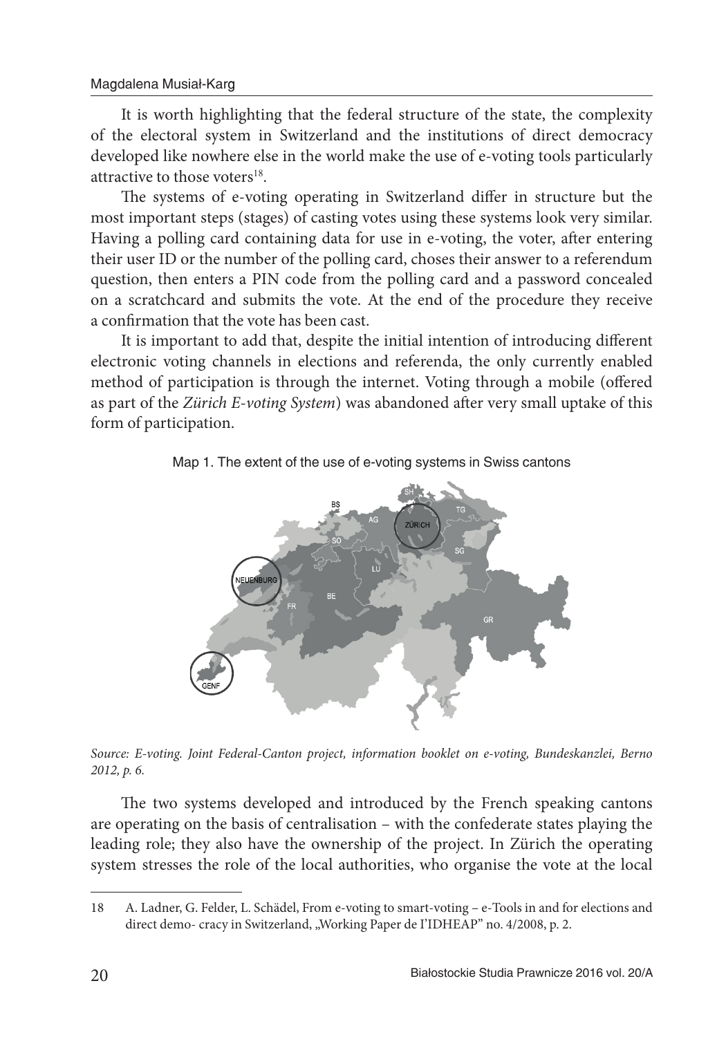It is worth highlighting that the federal structure of the state, the complexity of the electoral system in Switzerland and the institutions of direct democracy developed like nowhere else in the world make the use of e-voting tools particularly attractive to those voters[18].

The systems of e-voting operating in Switzerland differ in structure but the most important steps (stages) of casting votes using these systems look very similar. Having a polling card containing data for use in e-voting, the voter, after entering their user ID or the number of the polling card, choses their answer to a referendum question, then enters a PIN code from the polling card and a password concealed on a scratchcard and submits the vote. At the end of the procedure they receive a confirmation that the vote has been cast.

It is important to add that, despite the initial intention of introducing different electronic voting channels in elections and referenda, the only currently enabled method of participation is through the internet. Voting through a mobile (offered as part of the *Zürich E-voting System*) was abandoned after very small uptake of this form of participation.

Map 1. The extent of the use of e-voting systems in Swiss cantons

*Source: E-voting. Joint Federal-Canton project, information booklet on e-voting, Bundeskanzlei, Berno 2012, p. 6.*

The two systems developed and introduced by the French speaking cantons are operating on the basis of centralisation – with the confederate states playing the leading role; they also have the ownership of the project. In Zürich the operating system stresses the role of the local authorities, who organise the vote at the local

---

18 A. Ladner, G. Felder, L. Schädel, From e-voting to smart-voting – e-Tools in and for elections and direct demo- cracy in Switzerland, „Working Paper de I'IDHEAP" no. 4/2008, p. 2.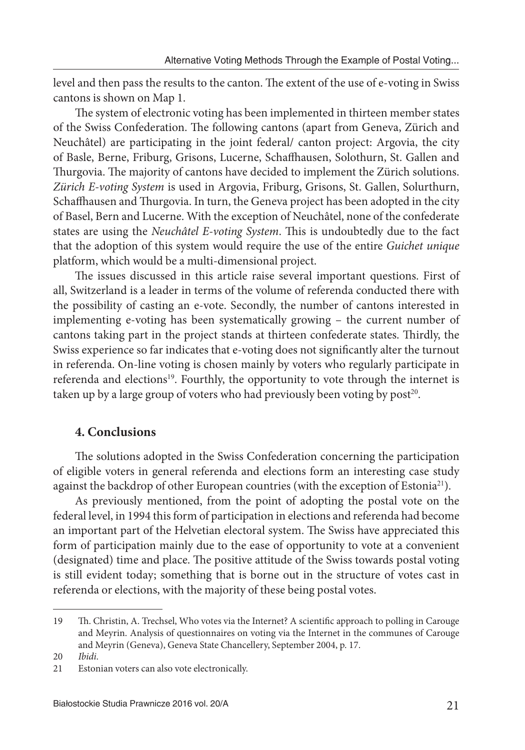level and then pass the results to the canton. The extent of the use of e-voting in Swiss cantons is shown on Map 1.

The system of electronic voting has been implemented in thirteen member states of the Swiss Confederation. The following cantons (apart from Geneva, Zürich and Neuchâtel) are participating in the joint federal/ canton project: Argovia, the city of Basle, Berne, Friburg, Grisons, Lucerne, Schaffhausen, Solothurn, St. Gallen and Thurgovia. The majority of cantons have decided to implement the Zürich solutions. *Zürich E-voting System* is used in Argovia, Friburg, Grisons, St. Gallen, Solurthurn, Schaffhausen and Thurgovia. In turn, the Geneva project has been adopted in the city of Basel, Bern and Lucerne. With the exception of Neuchâtel, none of the confederate states are using the *Neuchâtel E-voting System*. This is undoubtedly due to the fact that the adoption of this system would require the use of the entire *Guichet unique* platform, which would be a multi-dimensional project.

The issues discussed in this article raise several important questions. First of all, Switzerland is a leader in terms of the volume of referenda conducted there with the possibility of casting an e-vote. Secondly, the number of cantons interested in implementing e-voting has been systematically growing – the current number of cantons taking part in the project stands at thirteen confederate states. Thirdly, the Swiss experience so far indicates that e-voting does not significantly alter the turnout in referenda. On-line voting is chosen mainly by voters who regularly participate in referenda and elections[19]. Fourthly, the opportunity to vote through the internet is taken up by a large group of voters who had previously been voting by post[20].

## 4. Conclusions

The solutions adopted in the Swiss Confederation concerning the participation of eligible voters in general referenda and elections form an interesting case study against the backdrop of other European countries (with the exception of Estonia[21]).

As previously mentioned, from the point of adopting the postal vote on the federal level, in 1994 this form of participation in elections and referenda had become an important part of the Helvetian electoral system. The Swiss have appreciated this form of participation mainly due to the ease of opportunity to vote at a convenient (designated) time and place. The positive attitude of the Swiss towards postal voting is still evident today; something that is borne out in the structure of votes cast in referenda or elections, with the majority of these being postal votes.

---

19 Th. Christin, A. Trechsel, Who votes via the Internet? A scientific approach to polling in Carouge and Meyrin. Analysis of questionnaires on voting via the Internet in the communes of Carouge and Meyrin (Geneva), Geneva State Chancellery, September 2004, p. 17.

20 *Ibidi*.

21 Estonian voters can also vote electronically.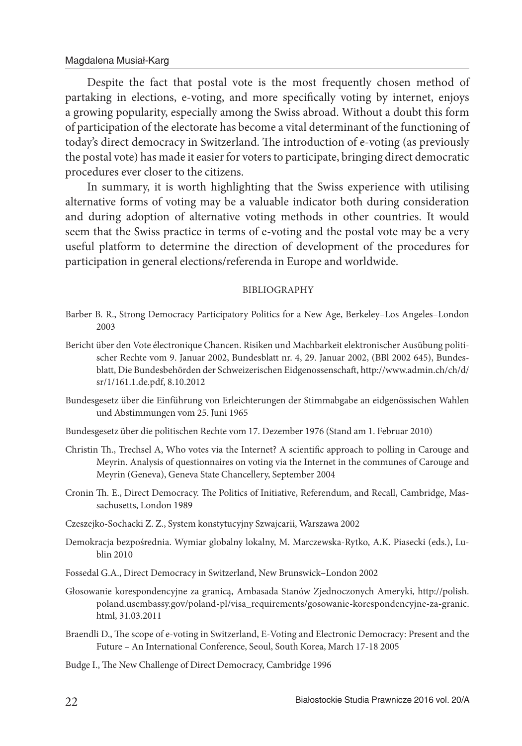Despite the fact that postal vote is the most frequently chosen method of partaking in elections, e-voting, and more specifically voting by internet, enjoys a growing popularity, especially among the Swiss abroad. Without a doubt this form of participation of the electorate has become a vital determinant of the functioning of today's direct democracy in Switzerland. The introduction of e-voting (as previously the postal vote) has made it easier for voters to participate, bringing direct democratic procedures ever closer to the citizens.

In summary, it is worth highlighting that the Swiss experience with utilising alternative forms of voting may be a valuable indicator both during consideration and during adoption of alternative voting methods in other countries. It would seem that the Swiss practice in terms of e-voting and the postal vote may be a very useful platform to determine the direction of development of the procedures for participation in general elections/referenda in Europe and worldwide.

## BIBLIOGRAPHY

Barber B. R., Strong Democracy Participatory Politics for a New Age, Berkeley–Los Angeles–London 2003

Bericht über den Vote électronique Chancen. Risiken und Machbarkeit elektronischer Ausübung politischer Rechte vom 9. Januar 2002, Bundesblatt nr. 4, 29. Januar 2002, (BBl 2002 645), Bundesblatt, Die Bundesbehörden der Schweizerischen Eidgenossenschaft, http://www.admin.ch/ch/d/sr/1/161.1.de.pdf, 8.10.2012

Bundesgesetz über die Einführung von Erleichterungen der Stimmabgabe an eidgenössischen Wahlen und Abstimmungen vom 25. Juni 1965

Bundesgesetz über die politischen Rechte vom 17. Dezember 1976 (Stand am 1. Februar 2010)

Christin Th., Trechsel A, Who votes via the Internet? A scientific approach to polling in Carouge and Meyrin. Analysis of questionnaires on voting via the Internet in the communes of Carouge and Meyrin (Geneva), Geneva State Chancellery, September 2004

Cronin Th. E., Direct Democracy. The Politics of Initiative, Referendum, and Recall, Cambridge, Massachusetts, London 1989

Czeszejko-Sochacki Z. Z., System konstytucyjny Szwajcarii, Warszawa 2002

Demokracja bezpośrednia. Wymiar globalny lokalny, M. Marczewska-Rytko, A.K. Piasecki (eds.), Lublin 2010

Fossedal G.A., Direct Democracy in Switzerland, New Brunswick–London 2002

Głosowanie korespondencyjne za granicą, Ambasada Stanów Zjednoczonych Ameryki, http://polish.poland.usembassy.gov/poland-pl/visa_requirements/gosowanie-korespondencyjne-za-granic.html, 31.03.2011

Braendli D., The scope of e-voting in Switzerland, E-Voting and Electronic Democracy: Present and the Future – An International Conference, Seoul, South Korea, March 17-18 2005

Budge I., The New Challenge of Direct Democracy, Cambridge 1996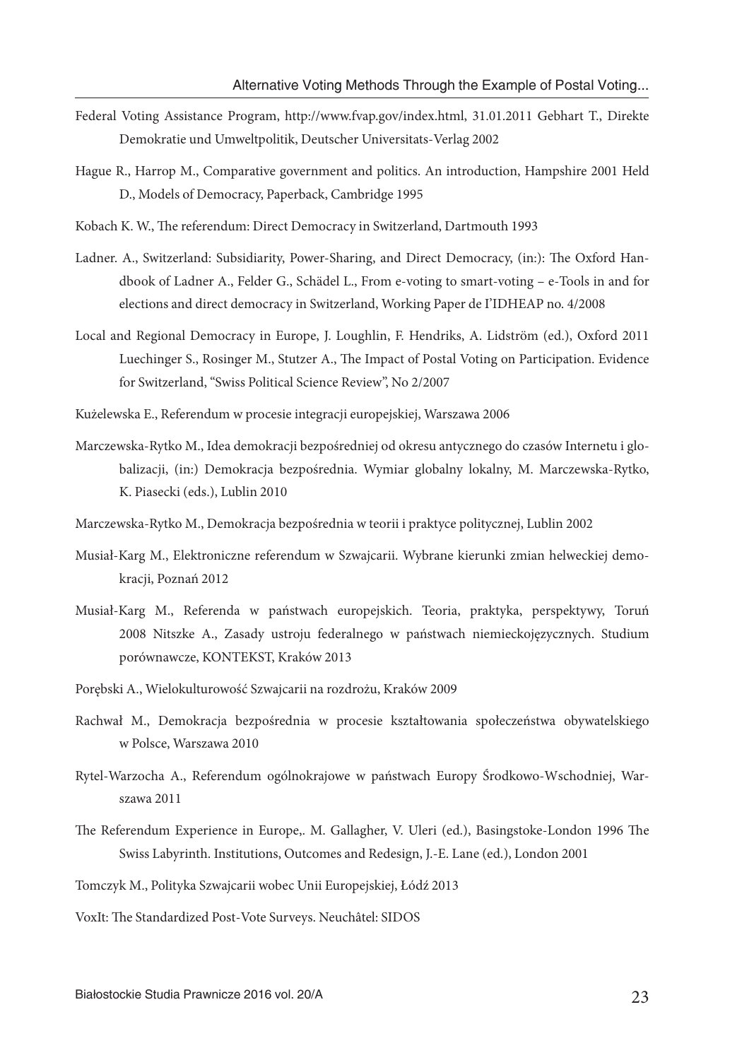Federal Voting Assistance Program, http://www.fvap.gov/index.html, 31.01.2011 Gebhart T., Direkte Demokratie und Umweltpolitik, Deutscher Universitats-Verlag 2002

Hague R., Harrop M., Comparative government and politics. An introduction, Hampshire 2001 Held D., Models of Democracy, Paperback, Cambridge 1995

Kobach K. W., The referendum: Direct Democracy in Switzerland, Dartmouth 1993

Ladner. A., Switzerland: Subsidiarity, Power-Sharing, and Direct Democracy, (in:): The Oxford Handbook of Ladner A., Felder G., Schädel L., From e-voting to smart-voting – e-Tools in and for elections and direct democracy in Switzerland, Working Paper de I'IDHEAP no. 4/2008

Local and Regional Democracy in Europe, J. Loughlin, F. Hendriks, A. Lidström (ed.), Oxford 2011 Luechinger S., Rosinger M., Stutzer A., The Impact of Postal Voting on Participation. Evidence for Switzerland, "Swiss Political Science Review", No 2/2007

Kużelewska E., Referendum w procesie integracji europejskiej, Warszawa 2006

Marczewska-Rytko M., Idea demokracji bezpośredniej od okresu antycznego do czasów Internetu i globalizacji, (in:) Demokracja bezpośrednia. Wymiar globalny lokalny, M. Marczewska-Rytko, K. Piasecki (eds.), Lublin 2010

Marczewska-Rytko M., Demokracja bezpośrednia w teorii i praktyce politycznej, Lublin 2002

Musiał-Karg M., Elektroniczne referendum w Szwajcarii. Wybrane kierunki zmian helweckiej demokracji, Poznań 2012

Musiał-Karg M., Referenda w państwach europejskich. Teoria, praktyka, perspektywy, Toruń 2008 Nitszke A., Zasady ustroju federalnego w państwach niemieckojęzycznych. Studium porównawcze, KONTEKST, Kraków 2013

Porębski A., Wielokulturowość Szwajcarii na rozdrożu, Kraków 2009

Rachwał M., Demokracja bezpośrednia w procesie kształtowania społeczeństwa obywatelskiego w Polsce, Warszawa 2010

Rytel-Warzocha A., Referendum ogólnokrajowe w państwach Europy Środkowo-Wschodniej, Warszawa 2011

The Referendum Experience in Europe,. M. Gallagher, V. Uleri (ed.), Basingstoke-London 1996 The Swiss Labyrinth. Institutions, Outcomes and Redesign, J.-E. Lane (ed.), London 2001

Tomczyk M., Polityka Szwajcarii wobec Unii Europejskiej, Łódź 2013

VoxIt: The Standardized Post-Vote Surveys. Neuchâtel: SIDOS